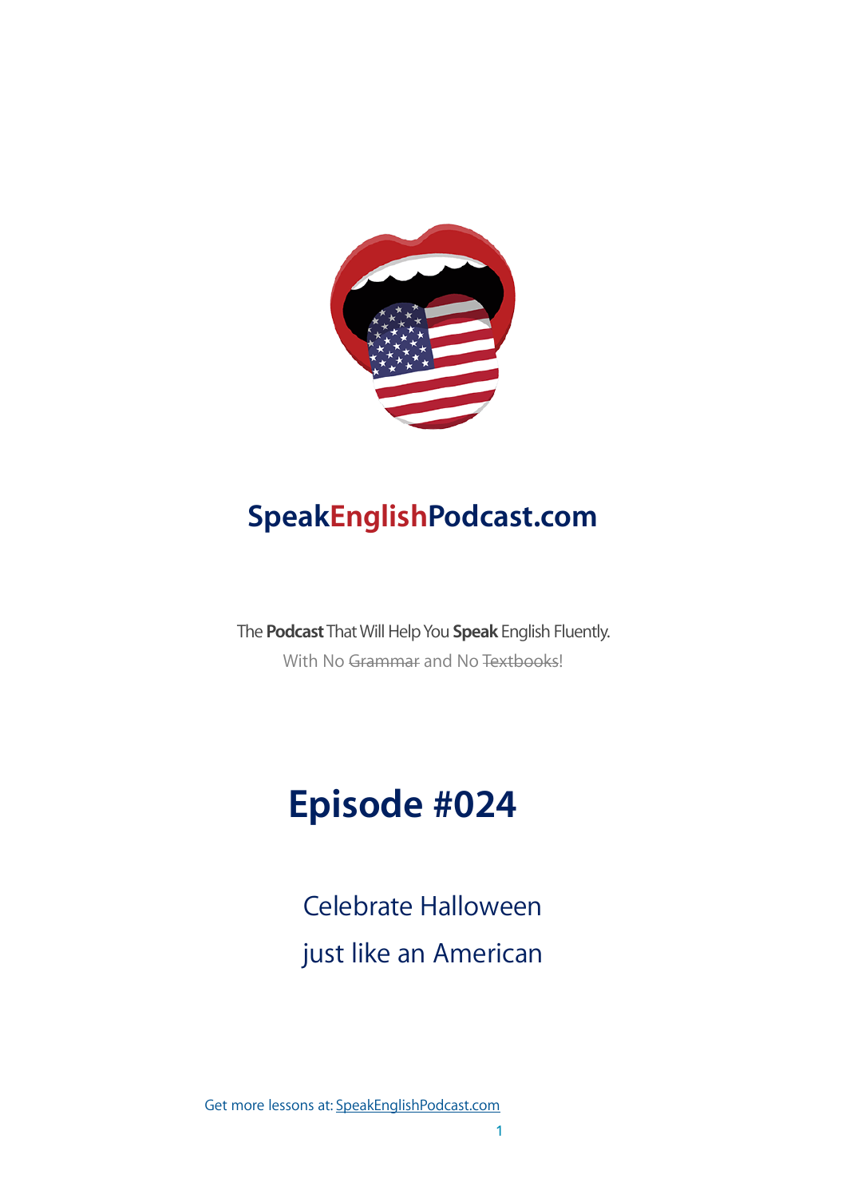# SpeakEnglishPodcast.com

The **Podcast** That Will Help You **Speak** English Fluently.

With No ~~Grammar~~ and No ~~Textbooks~~!

## Episode #024

Celebrate Halloween

just like an American

Get more lessons at: SpeakEnglishPodcast.com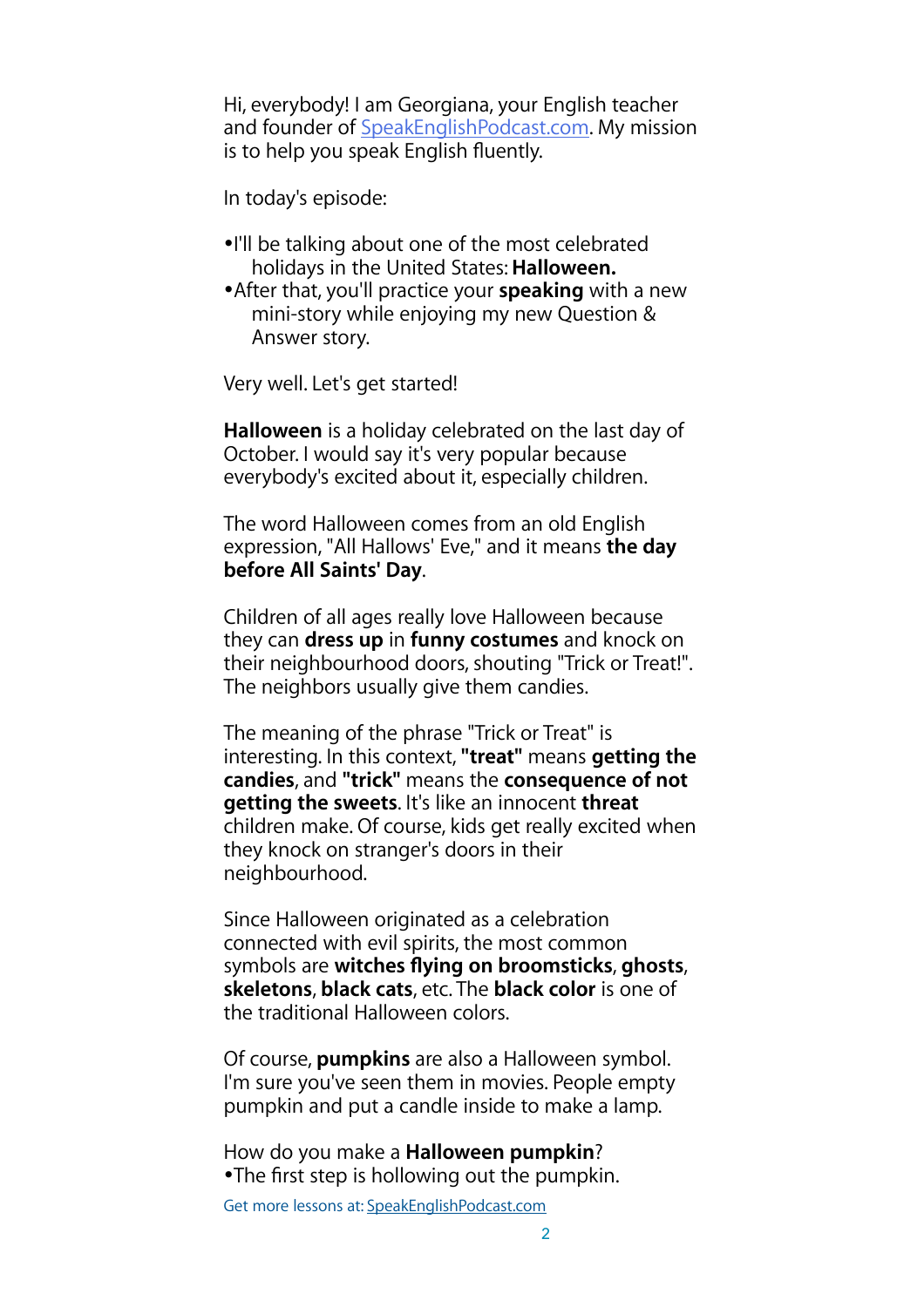Hi, everybody! I am Georgiana, your English teacher and founder of [SpeakEnglishPodcast.com](http://SpeakEnglishPodcast.com). My mission is to help you speak English fluently.

In today's episode:

- I'll be talking about one of the most celebrated holidays in the United States: **Halloween.**
- After that, you'll practice your **speaking** with a new mini-story while enjoying my new Question & Answer story.

Very well. Let's get started!

**Halloween** is a holiday celebrated on the last day of October. I would say it's very popular because everybody's excited about it, especially children.

The word Halloween comes from an old English expression, "All Hallows' Eve," and it means **the day before All Saints' Day**.

Children of all ages really love Halloween because they can **dress up** in **funny costumes** and knock on their neighbourhood doors, shouting "Trick or Treat!". The neighbors usually give them candies.

The meaning of the phrase "Trick or Treat" is interesting. In this context, **"treat"** means **getting the candies**, and **"trick"** means the **consequence of not getting the sweets**. It's like an innocent **threat** children make. Of course, kids get really excited when they knock on stranger's doors in their neighbourhood.

Since Halloween originated as a celebration connected with evil spirits, the most common symbols are **witches flying on broomsticks**, **ghosts**, **skeletons**, **black cats**, etc. The **black color** is one of the traditional Halloween colors.

Of course, **pumpkins** are also a Halloween symbol. I'm sure you've seen them in movies. People empty pumpkin and put a candle inside to make a lamp.

How do you make a **Halloween pumpkin**?

- The first step is hollowing out the pumpkin.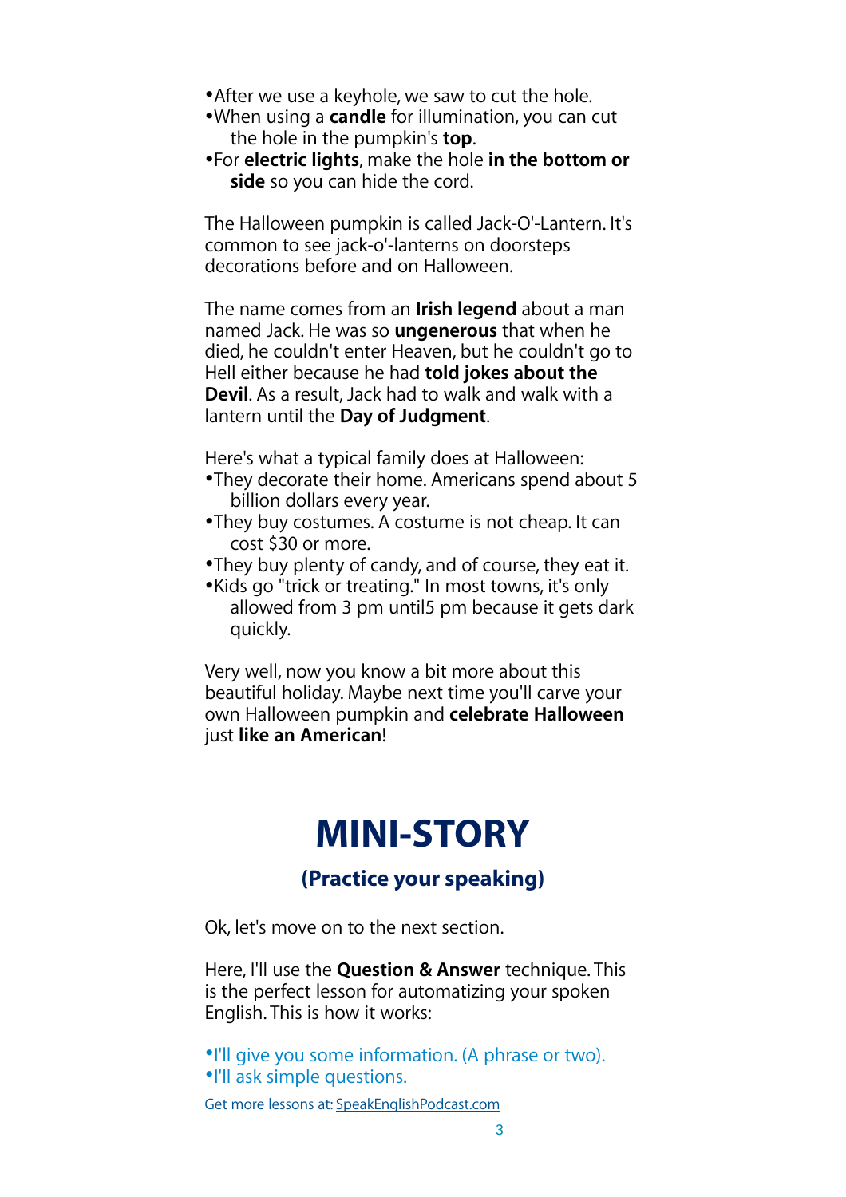- After we use a keyhole, we saw to cut the hole.
- When using a **candle** for illumination, you can cut the hole in the pumpkin's **top**.
- For **electric lights**, make the hole **in the bottom or side** so you can hide the cord.

The Halloween pumpkin is called Jack-O'-Lantern. It's common to see jack-o'-lanterns on doorsteps decorations before and on Halloween.

The name comes from an **Irish legend** about a man named Jack. He was so **ungenerous** that when he died, he couldn't enter Heaven, but he couldn't go to Hell either because he had **told jokes about the Devil**. As a result, Jack had to walk and walk with a lantern until the **Day of Judgment**.

Here's what a typical family does at Halloween:

- They decorate their home. Americans spend about 5 billion dollars every year.
- They buy costumes. A costume is not cheap. It can cost $30 or more.
- They buy plenty of candy, and of course, they eat it.
- Kids go "trick or treating." In most towns, it's only allowed from 3 pm until5 pm because it gets dark quickly.

Very well, now you know a bit more about this beautiful holiday. Maybe next time you'll carve your own Halloween pumpkin and **celebrate Halloween** just **like an American**!

# MINI-STORY

### (Practice your speaking)

Ok, let's move on to the next section.

Here, I'll use the **Question & Answer** technique. This is the perfect lesson for automatizing your spoken English. This is how it works:

- I'll give you some information. (A phrase or two).
- I'll ask simple questions.

Get more lessons at: SpeakEnglishPodcast.com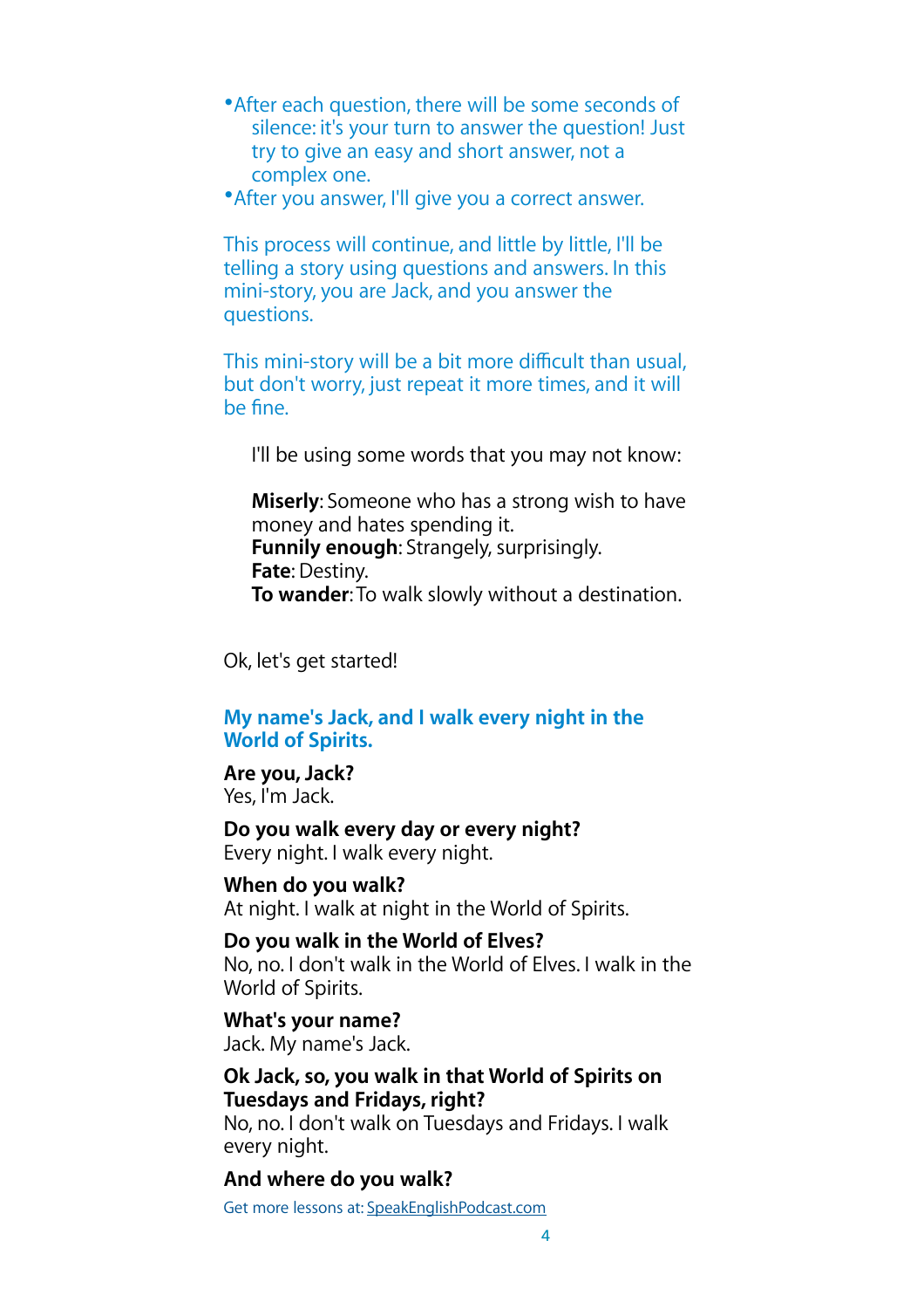- After each question, there will be some seconds of silence: it's your turn to answer the question! Just try to give an easy and short answer, not a complex one.
- After you answer, I'll give you a correct answer.

This process will continue, and little by little, I'll be telling a story using questions and answers. In this mini-story, you are Jack, and you answer the questions.

This mini-story will be a bit more difficult than usual, but don't worry, just repeat it more times, and it will be fine.

I'll be using some words that you may not know:

**Miserly**: Someone who has a strong wish to have money and hates spending it.
**Funnily enough**: Strangely, surprisingly.
**Fate**: Destiny.
**To wander**: To walk slowly without a destination.

Ok, let's get started!

## My name's Jack, and I walk every night in the World of Spirits.

**Are you, Jack?**
Yes, I'm Jack.

**Do you walk every day or every night?**
Every night. I walk every night.

**When do you walk?**
At night. I walk at night in the World of Spirits.

**Do you walk in the World of Elves?**
No, no. I don't walk in the World of Elves. I walk in the World of Spirits.

**What's your name?**
Jack. My name's Jack.

**Ok Jack, so, you walk in that World of Spirits on Tuesdays and Fridays, right?**
No, no. I don't walk on Tuesdays and Fridays. I walk every night.

**And where do you walk?**

Get more lessons at: SpeakEnglishPodcast.com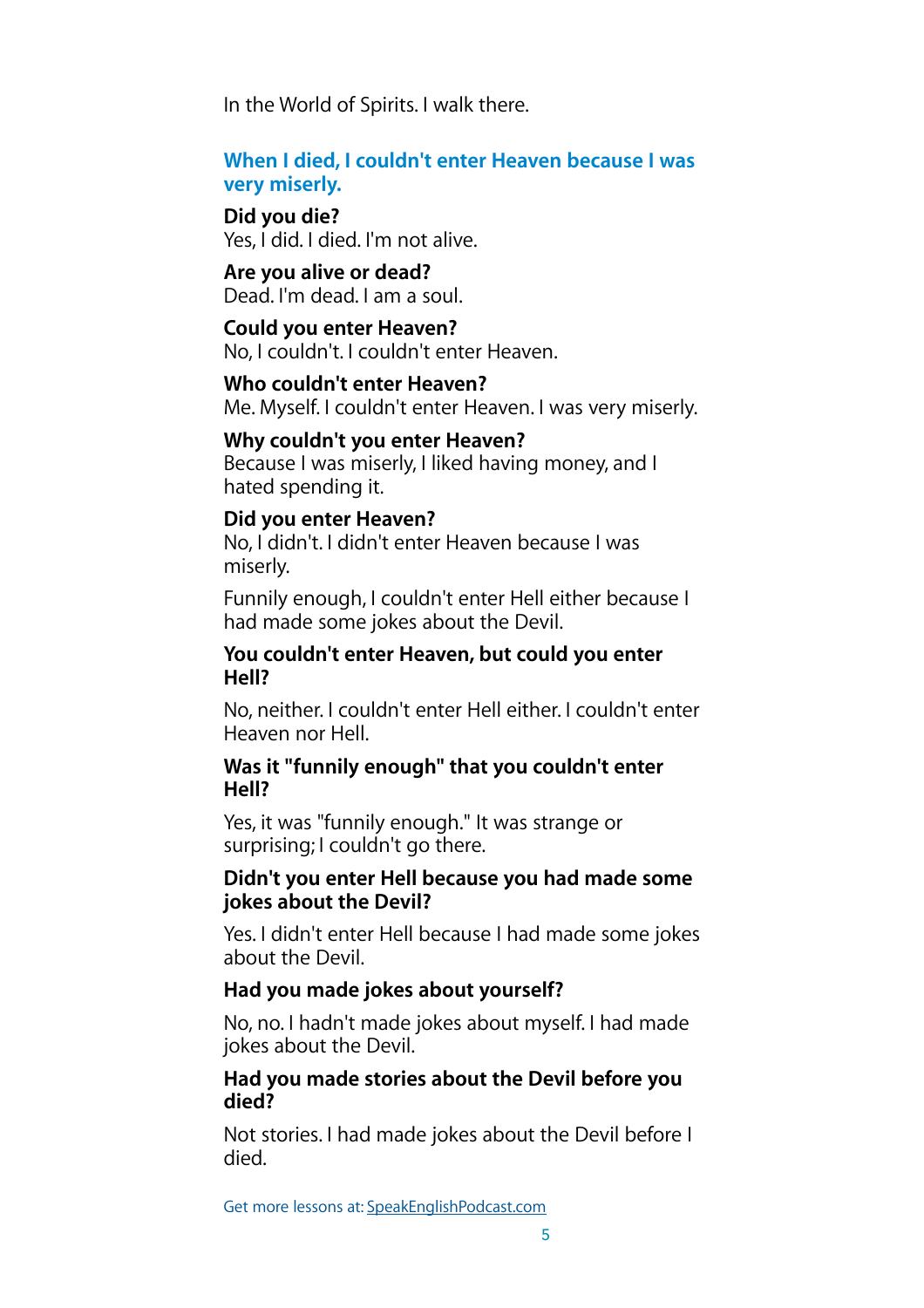In the World of Spirits. I walk there.

### When I died, I couldn't enter Heaven because I was very miserly.

**Did you die?**
Yes, I did. I died. I'm not alive.

**Are you alive or dead?**
Dead. I'm dead. I am a soul.

**Could you enter Heaven?**
No, I couldn't. I couldn't enter Heaven.

**Who couldn't enter Heaven?**
Me. Myself. I couldn't enter Heaven. I was very miserly.

**Why couldn't you enter Heaven?**
Because I was miserly, I liked having money, and I hated spending it.

**Did you enter Heaven?**
No, I didn't. I didn't enter Heaven because I was miserly.

Funnily enough, I couldn't enter Hell either because I had made some jokes about the Devil.

**You couldn't enter Heaven, but could you enter Hell?**

No, neither. I couldn't enter Hell either. I couldn't enter Heaven nor Hell.

**Was it "funnily enough" that you couldn't enter Hell?**

Yes, it was "funnily enough." It was strange or surprising; I couldn't go there.

**Didn't you enter Hell because you had made some jokes about the Devil?**

Yes. I didn't enter Hell because I had made some jokes about the Devil.

**Had you made jokes about yourself?**

No, no. I hadn't made jokes about myself. I had made jokes about the Devil.

**Had you made stories about the Devil before you died?**

Not stories. I had made jokes about the Devil before I died.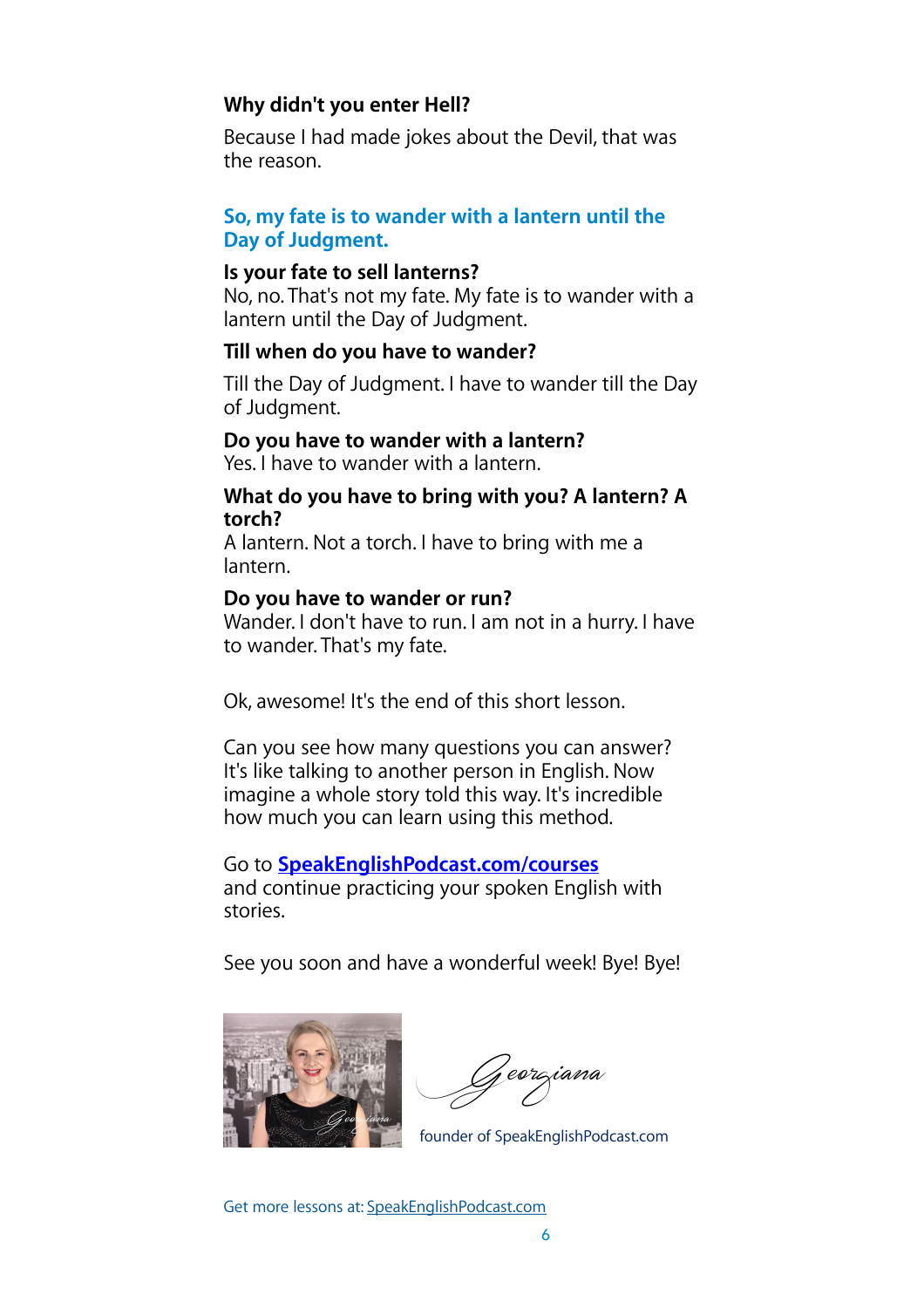**Why didn't you enter Hell?**

Because I had made jokes about the Devil, that was the reason.

### So, my fate is to wander with a lantern until the Day of Judgment.

**Is your fate to sell lanterns?**
No, no. That's not my fate. My fate is to wander with a lantern until the Day of Judgment.

**Till when do you have to wander?**

Till the Day of Judgment. I have to wander till the Day of Judgment.

**Do you have to wander with a lantern?**
Yes. I have to wander with a lantern.

**What do you have to bring with you? A lantern? A torch?**
A lantern. Not a torch. I have to bring with me a lantern.

**Do you have to wander or run?**
Wander. I don't have to run. I am not in a hurry. I have to wander. That's my fate.

Ok, awesome! It's the end of this short lesson.

Can you see how many questions you can answer? It's like talking to another person in English. Now imagine a whole story told this way. It's incredible how much you can learn using this method.

Go to **SpeakEnglishPodcast.com/courses** and continue practicing your spoken English with stories.

See you soon and have a wonderful week! Bye! Bye!

Georgiana

founder of SpeakEnglishPodcast.com